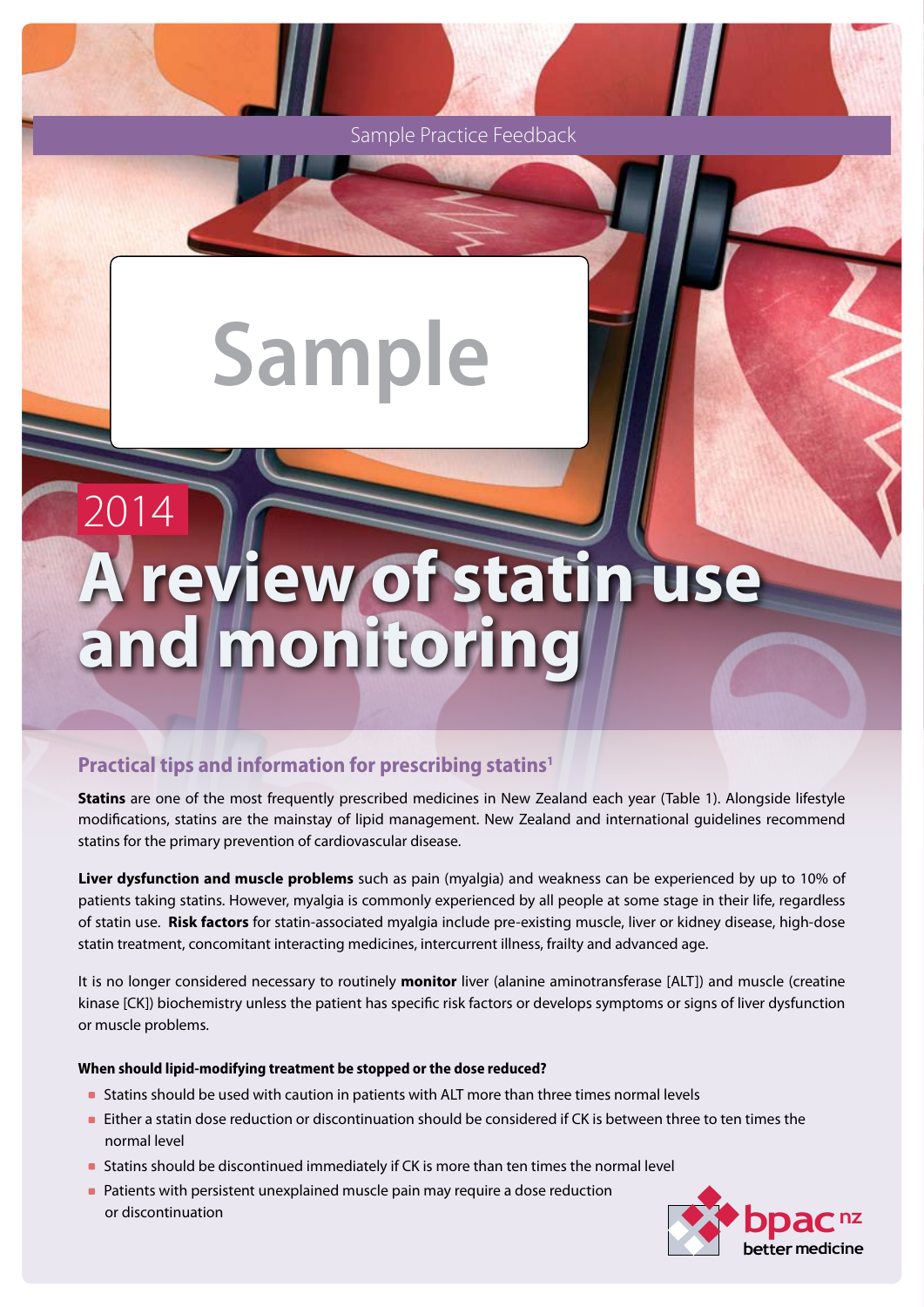Sample Practice Feedback

Sample

2014

# A review of statin use and monitoring

## Practical tips and information for prescribing statins[1]

**Statins** are one of the most frequently prescribed medicines in New Zealand each year (Table 1). Alongside lifestyle modifications, statins are the mainstay of lipid management. New Zealand and international guidelines recommend statins for the primary prevention of cardiovascular disease.

**Liver dysfunction and muscle problems** such as pain (myalgia) and weakness can be experienced by up to 10% of patients taking statins. However, myalgia is commonly experienced by all people at some stage in their life, regardless of statin use. **Risk factors** for statin-associated myalgia include pre-existing muscle, liver or kidney disease, high-dose statin treatment, concomitant interacting medicines, intercurrent illness, frailty and advanced age.

It is no longer considered necessary to routinely **monitor** liver (alanine aminotransferase [ALT]) and muscle (creatine kinase [CK]) biochemistry unless the patient has specific risk factors or develops symptoms or signs of liver dysfunction or muscle problems.

#### When should lipid-modifying treatment be stopped or the dose reduced?

- Statins should be used with caution in patients with ALT more than three times normal levels
- Either a statin dose reduction or discontinuation should be considered if CK is between three to ten times the normal level
- Statins should be discontinued immediately if CK is more than ten times the normal level
- Patients with persistent unexplained muscle pain may require a dose reduction or discontinuation

bpac nz better medicine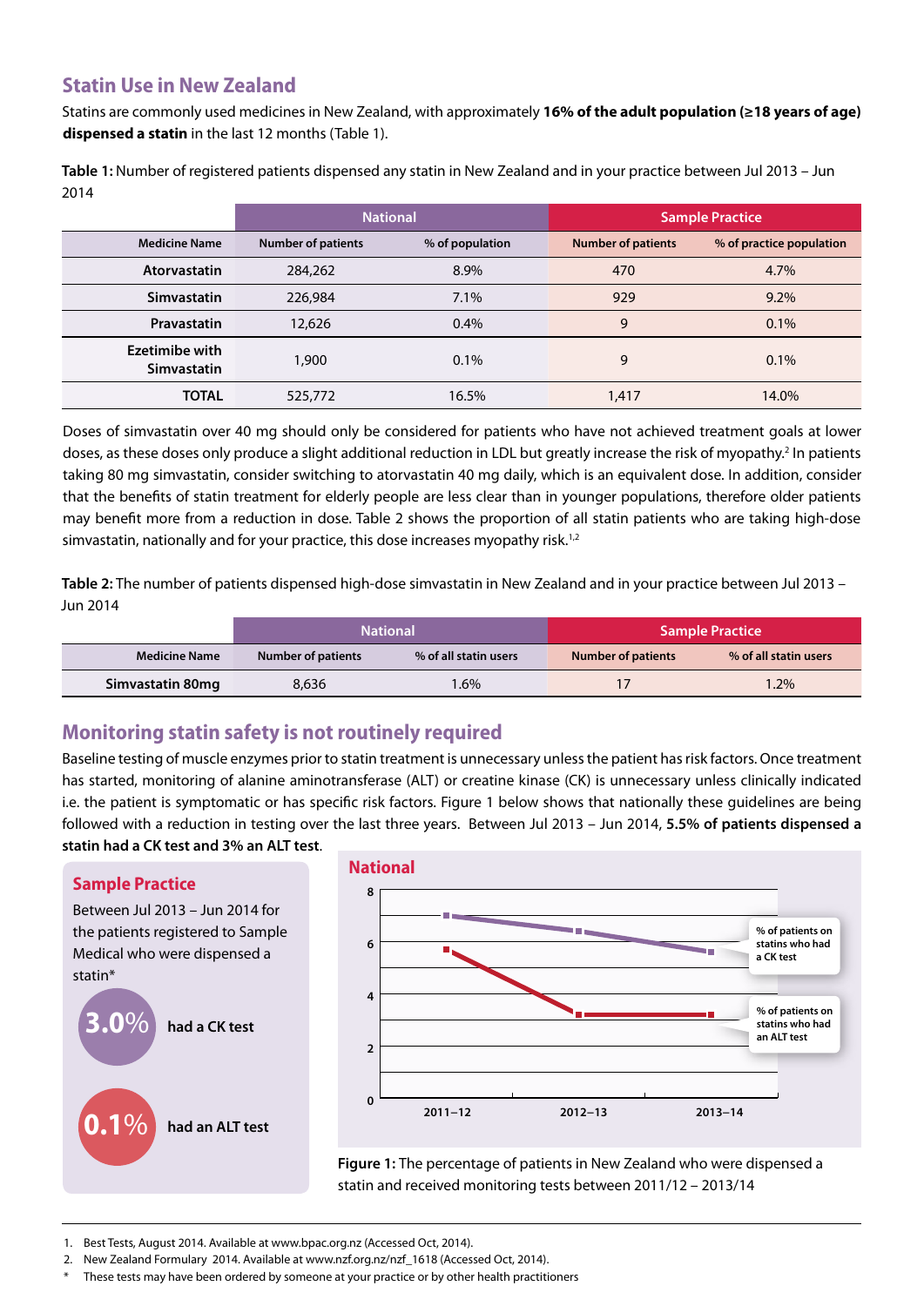## Statin Use in New Zealand

Statins are commonly used medicines in New Zealand, with approximately **16% of the adult population (≥18 years of age) dispensed a statin** in the last 12 months (Table 1).

**Table 1:** Number of registered patients dispensed any statin in New Zealand and in your practice between Jul 2013 – Jun 2014

| | National | | Sample Practice | |
|---|---|---|---|---|
| Medicine Name | Number of patients | % of population | Number of patients | % of practice population |
| Atorvastatin | 284,262 | 8.9% | 470 | 4.7% |
| Simvastatin | 226,984 | 7.1% | 929 | 9.2% |
| Pravastatin | 12,626 | 0.4% | 9 | 0.1% |
| Ezetimibe with Simvastatin | 1,900 | 0.1% | 9 | 0.1% |
| TOTAL | 525,772 | 16.5% | 1,417 | 14.0% |

Doses of simvastatin over 40 mg should only be considered for patients who have not achieved treatment goals at lower doses, as these doses only produce a slight additional reduction in LDL but greatly increase the risk of myopathy.[2] In patients taking 80 mg simvastatin, consider switching to atorvastatin 40 mg daily, which is an equivalent dose. In addition, consider that the benefits of statin treatment for elderly people are less clear than in younger populations, therefore older patients may benefit more from a reduction in dose. Table 2 shows the proportion of all statin patients who are taking high-dose simvastatin, nationally and for your practice, this dose increases myopathy risk.[1,2]

**Table 2:** The number of patients dispensed high-dose simvastatin in New Zealand and in your practice between Jul 2013 – Jun 2014

| | National | | Sample Practice | |
|---|---|---|---|---|
| Medicine Name | Number of patients | % of all statin users | Number of patients | % of all statin users |
| Simvastatin 80mg | 8,636 | 1.6% | 17 | 1.2% |

## Monitoring statin safety is not routinely required

Baseline testing of muscle enzymes prior to statin treatment is unnecessary unless the patient has risk factors. Once treatment has started, monitoring of alanine aminotransferase (ALT) or creatine kinase (CK) is unnecessary unless clinically indicated i.e. the patient is symptomatic or has specific risk factors. Figure 1 below shows that nationally these guidelines are being followed with a reduction in testing over the last three years. Between Jul 2013 – Jun 2014, **5.5% of patients dispensed a statin had a CK test and 3% an ALT test**.

### Sample Practice

Between Jul 2013 – Jun 2014 for the patients registered to Sample Medical who were dispensed a statin*

**3.0%** had a CK test

**0.1%** had an ALT test

National

8
6
4
2
0
2011–12
2012–13
2013–14
% of patients on statins who had a CK test
% of patients on statins who had an ALT test

**Figure 1:** The percentage of patients in New Zealand who were dispensed a statin and received monitoring tests between 2011/12 – 2013/14

1. Best Tests, August 2014. Available at www.bpac.org.nz (Accessed Oct, 2014).
2. New Zealand Formulary 2014. Available at www.nzf.org.nz/nzf_1618 (Accessed Oct, 2014).

\* These tests may have been ordered by someone at your practice or by other health practitioners